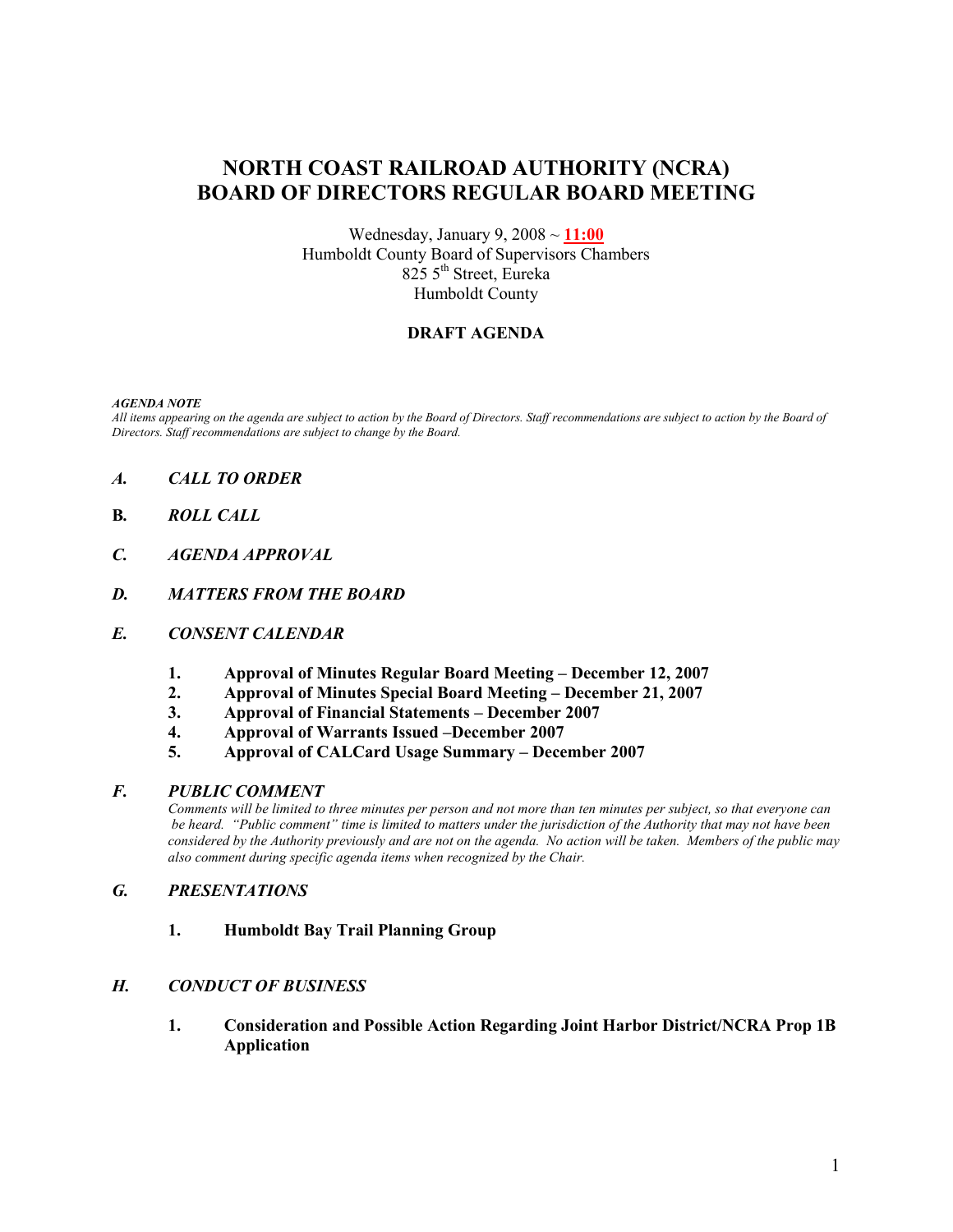# NORTH COAST RAILROAD AUTHORITY (NCRA)
# BOARD OF DIRECTORS REGULAR BOARD MEETING

Wednesday, January 9, 2008 ~ **11:00**
Humboldt County Board of Supervisors Chambers
825 5th Street, Eureka
Humboldt County

**DRAFT AGENDA**

***AGENDA NOTE***
*All items appearing on the agenda are subject to action by the Board of Directors. Staff recommendations are subject to action by the Board of Directors. Staff recommendations are subject to change by the Board.*

***A. CALL TO ORDER***

**B.** ***ROLL CALL***

***C. AGENDA APPROVAL***

***D. MATTERS FROM THE BOARD***

***E. CONSENT CALENDAR***

1. **Approval of Minutes Regular Board Meeting – December 12, 2007**
2. **Approval of Minutes Special Board Meeting – December 21, 2007**
3. **Approval of Financial Statements – December 2007**
4. **Approval of Warrants Issued –December 2007**
5. **Approval of CALCard Usage Summary – December 2007**

***F. PUBLIC COMMENT***

*Comments will be limited to three minutes per person and not more than ten minutes per subject, so that everyone can be heard. "Public comment" time is limited to matters under the jurisdiction of the Authority that may not have been considered by the Authority previously and are not on the agenda. No action will be taken. Members of the public may also comment during specific agenda items when recognized by the Chair.*

***G. PRESENTATIONS***

1. **Humboldt Bay Trail Planning Group**

***H. CONDUCT OF BUSINESS***

1. **Consideration and Possible Action Regarding Joint Harbor District/NCRA Prop 1B Application**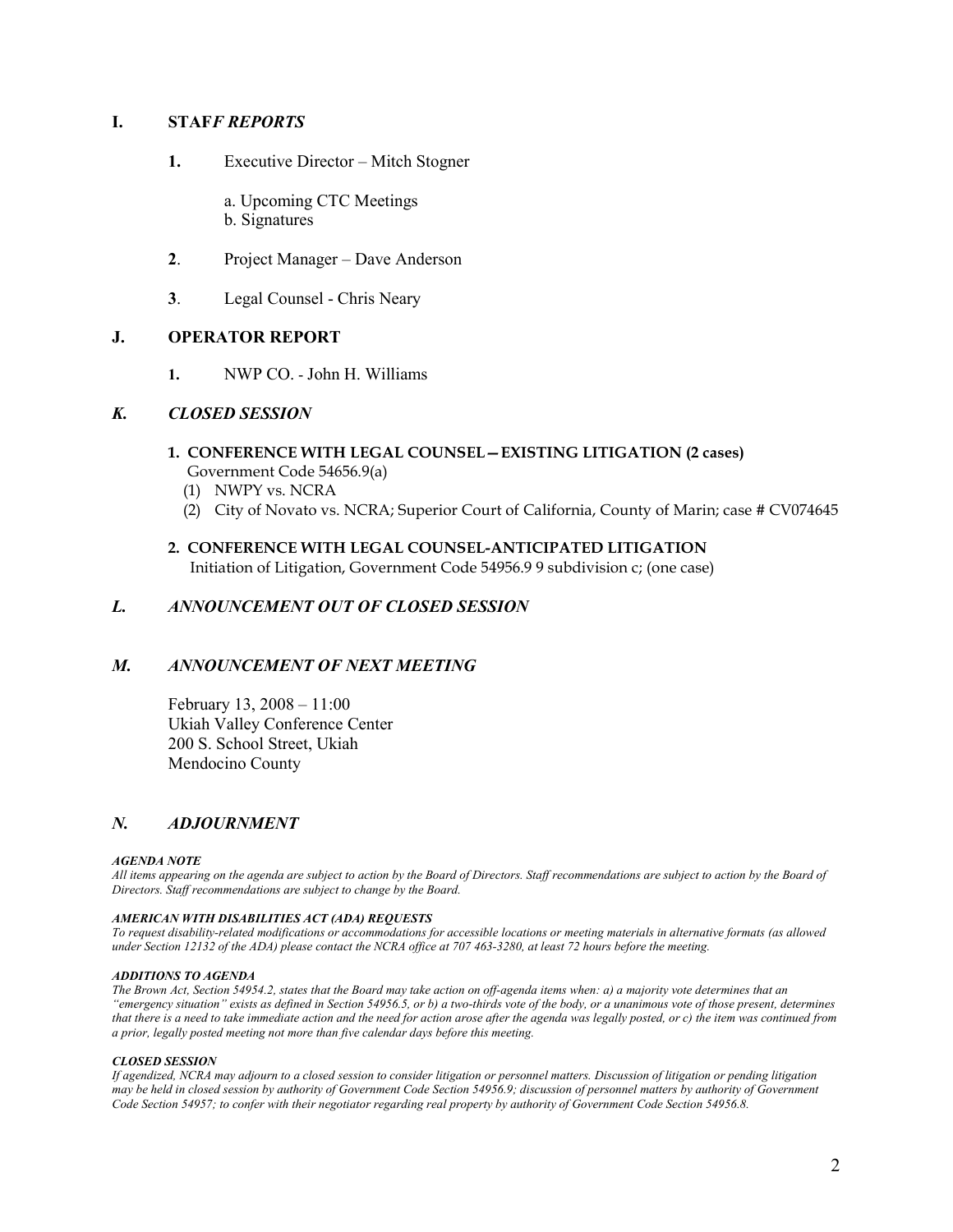## I. STAF*F REPORTS*

1. Executive Director – Mitch Stogner

   a. Upcoming CTC Meetings
   b. Signatures

2. Project Manager – Dave Anderson

3. Legal Counsel - Chris Neary

## J. OPERATOR REPORT

1. NWP CO. - John H. Williams

## *K. CLOSED SESSION*

1. **CONFERENCE WITH LEGAL COUNSEL—EXISTING LITIGATION (2 cases)**
   Government Code 54656.9(a)
   (1) NWPY vs. NCRA
   (2) City of Novato vs. NCRA; Superior Court of California, County of Marin; case # CV074645

2. **CONFERENCE WITH LEGAL COUNSEL-ANTICIPATED LITIGATION**
   Initiation of Litigation, Government Code 54956.9 9 subdivision c; (one case)

## *L. ANNOUNCEMENT OUT OF CLOSED SESSION*

## *M. ANNOUNCEMENT OF NEXT MEETING*

February 13, 2008 – 11:00
Ukiah Valley Conference Center
200 S. School Street, Ukiah
Mendocino County

## *N. ADJOURNMENT*

***AGENDA NOTE***
*All items appearing on the agenda are subject to action by the Board of Directors. Staff recommendations are subject to action by the Board of Directors. Staff recommendations are subject to change by the Board.*

***AMERICAN WITH DISABILITIES ACT (ADA) REQUESTS***
*To request disability-related modifications or accommodations for accessible locations or meeting materials in alternative formats (as allowed under Section 12132 of the ADA) please contact the NCRA office at 707 463-3280, at least 72 hours before the meeting.*

***ADDITIONS TO AGENDA***
*The Brown Act, Section 54954.2, states that the Board may take action on off-agenda items when: a) a majority vote determines that an "emergency situation" exists as defined in Section 54956.5, or b) a two-thirds vote of the body, or a unanimous vote of those present, determines that there is a need to take immediate action and the need for action arose after the agenda was legally posted, or c) the item was continued from a prior, legally posted meeting not more than five calendar days before this meeting.*

***CLOSED SESSION***
*If agendized, NCRA may adjourn to a closed session to consider litigation or personnel matters. Discussion of litigation or pending litigation may be held in closed session by authority of Government Code Section 54956.9; discussion of personnel matters by authority of Government Code Section 54957; to confer with their negotiator regarding real property by authority of Government Code Section 54956.8.*